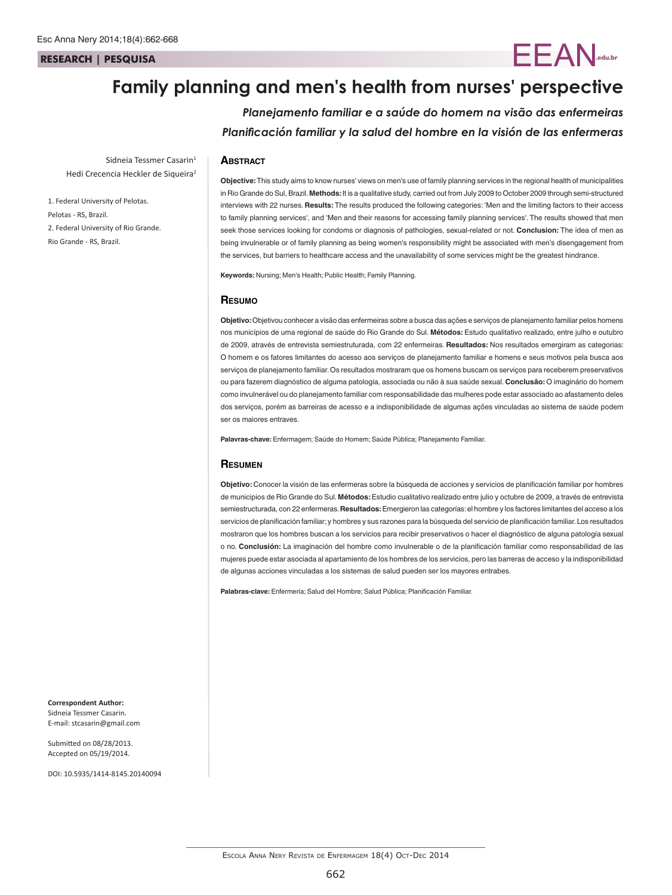RESEARCH | PESQUISA

# Family planning and men's health from nurses' perspective

*Planejamento familiar e a saúde do homem na visão das enfermeiras*

*Planificación familiar y la salud del hombre en la visión de las enfermeras*

Sidneia Tessmer Casarin[1]

Hedi Crecencia Heckler de Siqueira[2]

1. Federal University of Pelotas. Pelotas - RS, Brazil.
2. Federal University of Rio Grande. Rio Grande - RS, Brazil.

## Abstract

**Objective:** This study aims to know nurses' views on men's use of family planning services in the regional health of municipalities in Rio Grande do Sul, Brazil. **Methods:** It is a qualitative study, carried out from July 2009 to October 2009 through semi-structured interviews with 22 nurses. **Results:** The results produced the following categories: 'Men and the limiting factors to their access to family planning services', and 'Men and their reasons for accessing family planning services'. The results showed that men seek those services looking for condoms or diagnosis of pathologies, sexual-related or not. **Conclusion:** The idea of men as being invulnerable or of family planning as being women's responsibility might be associated with men's disengagement from the services, but barriers to healthcare access and the unavailability of some services might be the greatest hindrance.

**Keywords:** Nursing; Men's Health; Public Health; Family Planning.

## Resumo

**Objetivo:** Objetivou conhecer a visão das enfermeiras sobre a busca das ações e serviços de planejamento familiar pelos homens nos municípios de uma regional de saúde do Rio Grande do Sul. **Métodos:** Estudo qualitativo realizado, entre julho e outubro de 2009, através de entrevista semiestruturada, com 22 enfermeiras. **Resultados:** Nos resultados emergiram as categorias: O homem e os fatores limitantes do acesso aos serviços de planejamento familiar e homens e seus motivos pela busca aos serviços de planejamento familiar. Os resultados mostraram que os homens buscam os serviços para receberem preservativos ou para fazerem diagnóstico de alguma patologia, associada ou não à sua saúde sexual. **Conclusão:** O imaginário do homem como invulnerável ou do planejamento familiar com responsabilidade das mulheres pode estar associado ao afastamento deles dos serviços, porém as barreiras de acesso e a indisponibilidade de algumas ações vinculadas ao sistema de saúde podem ser os maiores entraves.

**Palavras-chave:** Enfermagem; Saúde do Homem; Saúde Pública; Planejamento Familiar.

## Resumen

**Objetivo:** Conocer la visión de las enfermeras sobre la búsqueda de acciones y servicios de planificación familiar por hombres de municipios de Rio Grande do Sul. **Métodos:** Estudio cualitativo realizado entre julio y octubre de 2009, a través de entrevista semiestructurada, con 22 enfermeras. **Resultados:** Emergieron las categorías: el hombre y los factores limitantes del acceso a los servicios de planificación familiar; y hombres y sus razones para la búsqueda del servicio de planificación familiar. Los resultados mostraron que los hombres buscan a los servicios para recibir preservativos o hacer el diagnóstico de alguna patología sexual o no. **Conclusión:** La imaginación del hombre como invulnerable o de la planificación familiar como responsabilidad de las mujeres puede estar asociada al apartamiento de los hombres de los servicios, pero las barreras de acceso y la indisponibilidad de algunas acciones vinculadas a los sistemas de salud pueden ser los mayores entrabes.

**Palabras-clave:** Enfermería; Salud del Hombre; Salud Pública; Planificación Familiar.

**Correspondent Author:**
Sidneia Tessmer Casarin.
E-mail: stcasarin@gmail.com

Submitted on 08/28/2013.
Accepted on 05/19/2014.

DOI: 10.5935/1414-8145.20140094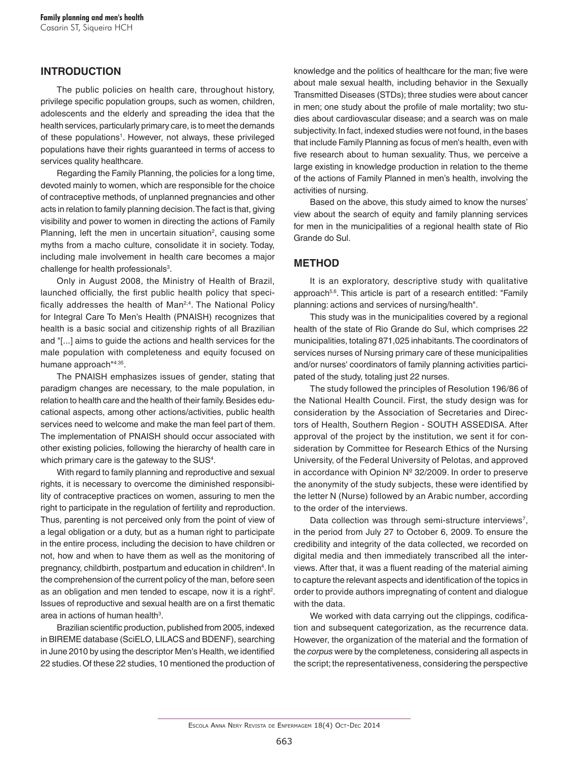## INTRODUCTION

The public policies on health care, throughout history, privilege specific population groups, such as women, children, adolescents and the elderly and spreading the idea that the health services, particularly primary care, is to meet the demands of these populations[1]. However, not always, these privileged populations have their rights guaranteed in terms of access to services quality healthcare.

Regarding the Family Planning, the policies for a long time, devoted mainly to women, which are responsible for the choice of contraceptive methods, of unplanned pregnancies and other acts in relation to family planning decision. The fact is that, giving visibility and power to women in directing the actions of Family Planning, left the men in uncertain situation[2], causing some myths from a macho culture, consolidate it in society. Today, including male involvement in health care becomes a major challenge for health professionals[3].

Only in August 2008, the Ministry of Health of Brazil, launched officially, the first public health policy that specifically addresses the health of Man[2,4]. The National Policy for Integral Care To Men's Health (PNAISH) recognizes that health is a basic social and citizenship rights of all Brazilian and "[...] aims to guide the actions and health services for the male population with completeness and equity focused on humane approach"[4:35].

The PNAISH emphasizes issues of gender, stating that paradigm changes are necessary, to the male population, in relation to health care and the health of their family. Besides educational aspects, among other actions/activities, public health services need to welcome and make the man feel part of them. The implementation of PNAISH should occur associated with other existing policies, following the hierarchy of health care in which primary care is the gateway to the SUS[4].

With regard to family planning and reproductive and sexual rights, it is necessary to overcome the diminished responsibility of contraceptive practices on women, assuring to men the right to participate in the regulation of fertility and reproduction. Thus, parenting is not perceived only from the point of view of a legal obligation or a duty, but as a human right to participate in the entire process, including the decision to have children or not, how and when to have them as well as the monitoring of pregnancy, childbirth, postpartum and education in children[4]. In the comprehension of the current policy of the man, before seen as an obligation and men tended to escape, now it is a right[2]. Issues of reproductive and sexual health are on a first thematic area in actions of human health[3].

Brazilian scientific production, published from 2005, indexed in BIREME database (SciELO, LILACS and BDENF), searching in June 2010 by using the descriptor Men's Health, we identified 22 studies. Of these 22 studies, 10 mentioned the production of knowledge and the politics of healthcare for the man; five were about male sexual health, including behavior in the Sexually Transmitted Diseases (STDs); three studies were about cancer in men; one study about the profile of male mortality; two studies about cardiovascular disease; and a search was on male subjectivity. In fact, indexed studies were not found, in the bases that include Family Planning as focus of men's health, even with five research about to human sexuality. Thus, we perceive a large existing in knowledge production in relation to the theme of the actions of Family Planned in men's health, involving the activities of nursing.

Based on the above, this study aimed to know the nurses' view about the search of equity and family planning services for men in the municipalities of a regional health state of Rio Grande do Sul.

## METHOD

It is an exploratory, descriptive study with qualitative approach[5,6]. This article is part of a research entitled: "Family planning: actions and services of nursing/health".

This study was in the municipalities covered by a regional health of the state of Rio Grande do Sul, which comprises 22 municipalities, totaling 871,025 inhabitants. The coordinators of services nurses of Nursing primary care of these municipalities and/or nurses' coordinators of family planning activities participated of the study, totaling just 22 nurses.

The study followed the principles of Resolution 196/86 of the National Health Council. First, the study design was for consideration by the Association of Secretaries and Directors of Health, Southern Region - SOUTH ASSEDISA. After approval of the project by the institution, we sent it for consideration by Committee for Research Ethics of the Nursing University, of the Federal University of Pelotas, and approved in accordance with Opinion Nº 32/2009. In order to preserve the anonymity of the study subjects, these were identified by the letter N (Nurse) followed by an Arabic number, according to the order of the interviews.

Data collection was through semi-structure interviews[7], in the period from July 27 to October 6, 2009. To ensure the credibility and integrity of the data collected, we recorded on digital media and then immediately transcribed all the interviews. After that, it was a fluent reading of the material aiming to capture the relevant aspects and identification of the topics in order to provide authors impregnating of content and dialogue with the data.

We worked with data carrying out the clippings, codification and subsequent categorization, as the recurrence data. However, the organization of the material and the formation of the *corpus* were by the completeness, considering all aspects in the script; the representativeness, considering the perspective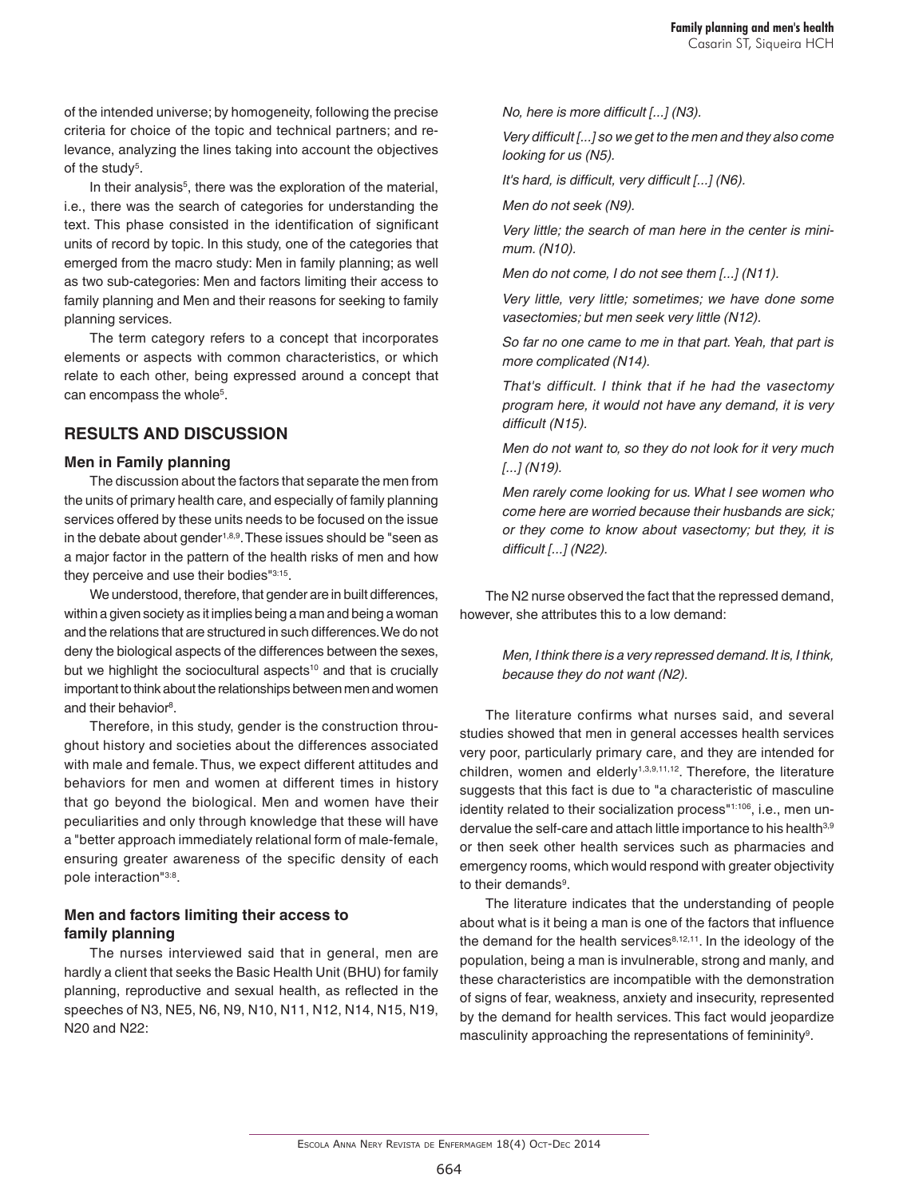of the intended universe; by homogeneity, following the precise criteria for choice of the topic and technical partners; and relevance, analyzing the lines taking into account the objectives of the study[5].

In their analysis[5], there was the exploration of the material, i.e., there was the search of categories for understanding the text. This phase consisted in the identification of significant units of record by topic. In this study, one of the categories that emerged from the macro study: Men in family planning; as well as two sub-categories: Men and factors limiting their access to family planning and Men and their reasons for seeking to family planning services.

The term category refers to a concept that incorporates elements or aspects with common characteristics, or which relate to each other, being expressed around a concept that can encompass the whole[5].

## RESULTS AND DISCUSSION

### Men in Family planning

The discussion about the factors that separate the men from the units of primary health care, and especially of family planning services offered by these units needs to be focused on the issue in the debate about gender[1,8,9]. These issues should be "seen as a major factor in the pattern of the health risks of men and how they perceive and use their bodies"[3:15].

We understood, therefore, that gender are in built differences, within a given society as it implies being a man and being a woman and the relations that are structured in such differences. We do not deny the biological aspects of the differences between the sexes, but we highlight the sociocultural aspects[10] and that is crucially important to think about the relationships between men and women and their behavior[8].

Therefore, in this study, gender is the construction throughout history and societies about the differences associated with male and female. Thus, we expect different attitudes and behaviors for men and women at different times in history that go beyond the biological. Men and women have their peculiarities and only through knowledge that these will have a "better approach immediately relational form of male-female, ensuring greater awareness of the specific density of each pole interaction"[3:8].

### Men and factors limiting their access to family planning

The nurses interviewed said that in general, men are hardly a client that seeks the Basic Health Unit (BHU) for family planning, reproductive and sexual health, as reflected in the speeches of N3, NE5, N6, N9, N10, N11, N12, N14, N15, N19, N20 and N22:

> *No, here is more difficult [...] (N3).*
>
> *Very difficult [...] so we get to the men and they also come looking for us (N5).*
>
> *It's hard, is difficult, very difficult [...] (N6).*
>
> *Men do not seek (N9).*
>
> *Very little; the search of man here in the center is minimum. (N10).*
>
> *Men do not come, I do not see them [...] (N11).*
>
> *Very little, very little; sometimes; we have done some vasectomies; but men seek very little (N12).*
>
> *So far no one came to me in that part. Yeah, that part is more complicated (N14).*
>
> *That's difficult. I think that if he had the vasectomy program here, it would not have any demand, it is very difficult (N15).*
>
> *Men do not want to, so they do not look for it very much [...] (N19).*
>
> *Men rarely come looking for us. What I see women who come here are worried because their husbands are sick; or they come to know about vasectomy; but they, it is difficult [...] (N22).*

The N2 nurse observed the fact that the repressed demand, however, she attributes this to a low demand:

> *Men, I think there is a very repressed demand. It is, I think, because they do not want (N2).*

The literature confirms what nurses said, and several studies showed that men in general accesses health services very poor, particularly primary care, and they are intended for children, women and elderly[1,3,9,11,12]. Therefore, the literature suggests that this fact is due to "a characteristic of masculine identity related to their socialization process"[1:106], i.e., men undervalue the self-care and attach little importance to his health[3,9] or then seek other health services such as pharmacies and emergency rooms, which would respond with greater objectivity to their demands[9].

The literature indicates that the understanding of people about what is it being a man is one of the factors that influence the demand for the health services[8,12,11]. In the ideology of the population, being a man is invulnerable, strong and manly, and these characteristics are incompatible with the demonstration of signs of fear, weakness, anxiety and insecurity, represented by the demand for health services. This fact would jeopardize masculinity approaching the representations of femininity[9].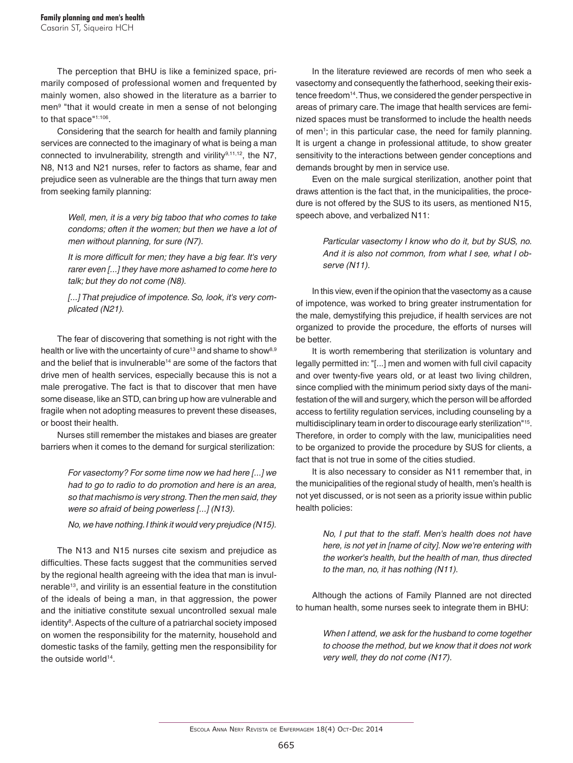The perception that BHU is like a feminized space, primarily composed of professional women and frequented by mainly women, also showed in the literature as a barrier to men[9] "that it would create in men a sense of not belonging to that space"[1:106].

Considering that the search for health and family planning services are connected to the imaginary of what is being a man connected to invulnerability, strength and virility[9,11,12], the N7, N8, N13 and N21 nurses, refer to factors as shame, fear and prejudice seen as vulnerable are the things that turn away men from seeking family planning:

> *Well, men, it is a very big taboo that who comes to take condoms; often it the women; but then we have a lot of men without planning, for sure (N7).*
>
> *It is more difficult for men; they have a big fear. It's very rarer even [...] they have more ashamed to come here to talk; but they do not come (N8).*
>
> *[...] That prejudice of impotence. So, look, it's very complicated (N21).*

The fear of discovering that something is not right with the health or live with the uncertainty of cure[13] and shame to show[8,9] and the belief that is invulnerable[14] are some of the factors that drive men of health services, especially because this is not a male prerogative. The fact is that to discover that men have some disease, like an STD, can bring up how are vulnerable and fragile when not adopting measures to prevent these diseases, or boost their health.

Nurses still remember the mistakes and biases are greater barriers when it comes to the demand for surgical sterilization:

> *For vasectomy? For some time now we had here [...] we had to go to radio to do promotion and here is an area, so that machismo is very strong. Then the men said, they were so afraid of being powerless [...] (N13).*
>
> *No, we have nothing. I think it would very prejudice (N15).*

The N13 and N15 nurses cite sexism and prejudice as difficulties. These facts suggest that the communities served by the regional health agreeing with the idea that man is invulnerable[13], and virility is an essential feature in the constitution of the ideals of being a man, in that aggression, the power and the initiative constitute sexual uncontrolled sexual male identity[8]. Aspects of the culture of a patriarchal society imposed on women the responsibility for the maternity, household and domestic tasks of the family, getting men the responsibility for the outside world[14].

In the literature reviewed are records of men who seek a vasectomy and consequently the fatherhood, seeking their existence freedom[14]. Thus, we considered the gender perspective in areas of primary care. The image that health services are feminized spaces must be transformed to include the health needs of men[1]; in this particular case, the need for family planning. It is urgent a change in professional attitude, to show greater sensitivity to the interactions between gender conceptions and demands brought by men in service use.

Even on the male surgical sterilization, another point that draws attention is the fact that, in the municipalities, the procedure is not offered by the SUS to its users, as mentioned N15, speech above, and verbalized N11:

> *Particular vasectomy I know who do it, but by SUS, no. And it is also not common, from what I see, what I observe (N11).*

In this view, even if the opinion that the vasectomy as a cause of impotence, was worked to bring greater instrumentation for the male, demystifying this prejudice, if health services are not organized to provide the procedure, the efforts of nurses will be better.

It is worth remembering that sterilization is voluntary and legally permitted in: "[...] men and women with full civil capacity and over twenty-five years old, or at least two living children, since complied with the minimum period sixty days of the manifestation of the will and surgery, which the person will be afforded access to fertility regulation services, including counseling by a multidisciplinary team in order to discourage early sterilization"[15]. Therefore, in order to comply with the law, municipalities need to be organized to provide the procedure by SUS for clients, a fact that is not true in some of the cities studied.

It is also necessary to consider as N11 remember that, in the municipalities of the regional study of health, men's health is not yet discussed, or is not seen as a priority issue within public health policies:

> *No, I put that to the staff. Men's health does not have here, is not yet in [name of city]. Now we're entering with the worker's health, but the health of man, thus directed to the man, no, it has nothing (N11).*

Although the actions of Family Planned are not directed to human health, some nurses seek to integrate them in BHU:

> *When I attend, we ask for the husband to come together to choose the method, but we know that it does not work very well, they do not come (N17).*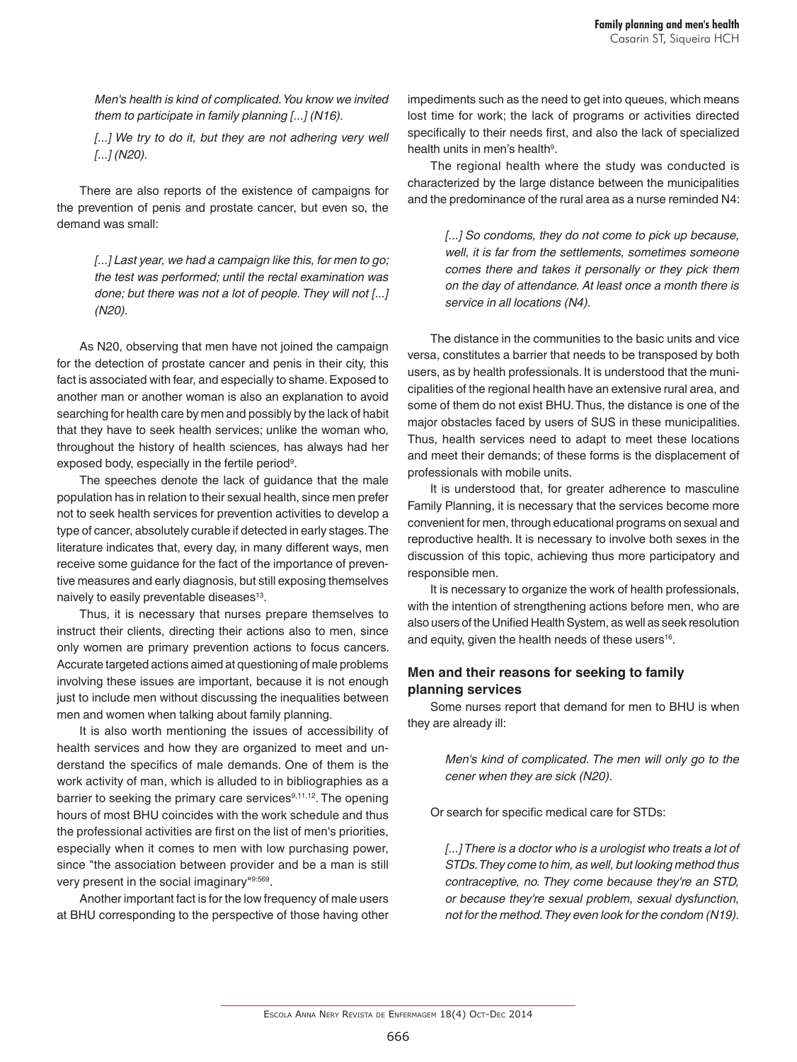*Men's health is kind of complicated. You know we invited them to participate in family planning [...] (N16).*

*[...] We try to do it, but they are not adhering very well [...] (N20).*

There are also reports of the existence of campaigns for the prevention of penis and prostate cancer, but even so, the demand was small:

*[...] Last year, we had a campaign like this, for men to go; the test was performed; until the rectal examination was done; but there was not a lot of people. They will not [...] (N20).*

As N20, observing that men have not joined the campaign for the detection of prostate cancer and penis in their city, this fact is associated with fear, and especially to shame. Exposed to another man or another woman is also an explanation to avoid searching for health care by men and possibly by the lack of habit that they have to seek health services; unlike the woman who, throughout the history of health sciences, has always had her exposed body, especially in the fertile period[9].

The speeches denote the lack of guidance that the male population has in relation to their sexual health, since men prefer not to seek health services for prevention activities to develop a type of cancer, absolutely curable if detected in early stages. The literature indicates that, every day, in many different ways, men receive some guidance for the fact of the importance of preventive measures and early diagnosis, but still exposing themselves naively to easily preventable diseases[13].

Thus, it is necessary that nurses prepare themselves to instruct their clients, directing their actions also to men, since only women are primary prevention actions to focus cancers. Accurate targeted actions aimed at questioning of male problems involving these issues are important, because it is not enough just to include men without discussing the inequalities between men and women when talking about family planning.

It is also worth mentioning the issues of accessibility of health services and how they are organized to meet and understand the specifics of male demands. One of them is the work activity of man, which is alluded to in bibliographies as a barrier to seeking the primary care services[9,11,12]. The opening hours of most BHU coincides with the work schedule and thus the professional activities are first on the list of men's priorities, especially when it comes to men with low purchasing power, since "the association between provider and be a man is still very present in the social imaginary"[9:569].

Another important fact is for the low frequency of male users at BHU corresponding to the perspective of those having other impediments such as the need to get into queues, which means lost time for work; the lack of programs or activities directed specifically to their needs first, and also the lack of specialized health units in men's health[9].

The regional health where the study was conducted is characterized by the large distance between the municipalities and the predominance of the rural area as a nurse reminded N4:

*[...] So condoms, they do not come to pick up because, well, it is far from the settlements, sometimes someone comes there and takes it personally or they pick them on the day of attendance. At least once a month there is service in all locations (N4).*

The distance in the communities to the basic units and vice versa, constitutes a barrier that needs to be transposed by both users, as by health professionals. It is understood that the municipalities of the regional health have an extensive rural area, and some of them do not exist BHU. Thus, the distance is one of the major obstacles faced by users of SUS in these municipalities. Thus, health services need to adapt to meet these locations and meet their demands; of these forms is the displacement of professionals with mobile units.

It is understood that, for greater adherence to masculine Family Planning, it is necessary that the services become more convenient for men, through educational programs on sexual and reproductive health. It is necessary to involve both sexes in the discussion of this topic, achieving thus more participatory and responsible men.

It is necessary to organize the work of health professionals, with the intention of strengthening actions before men, who are also users of the Unified Health System, as well as seek resolution and equity, given the health needs of these users[16].

### Men and their reasons for seeking to family planning services

Some nurses report that demand for men to BHU is when they are already ill:

*Men's kind of complicated. The men will only go to the cener when they are sick (N20).*

Or search for specific medical care for STDs:

*[...] There is a doctor who is a urologist who treats a lot of STDs. They come to him, as well, but looking method thus contraceptive, no. They come because they're an STD, or because they're sexual problem, sexual dysfunction, not for the method. They even look for the condom (N19).*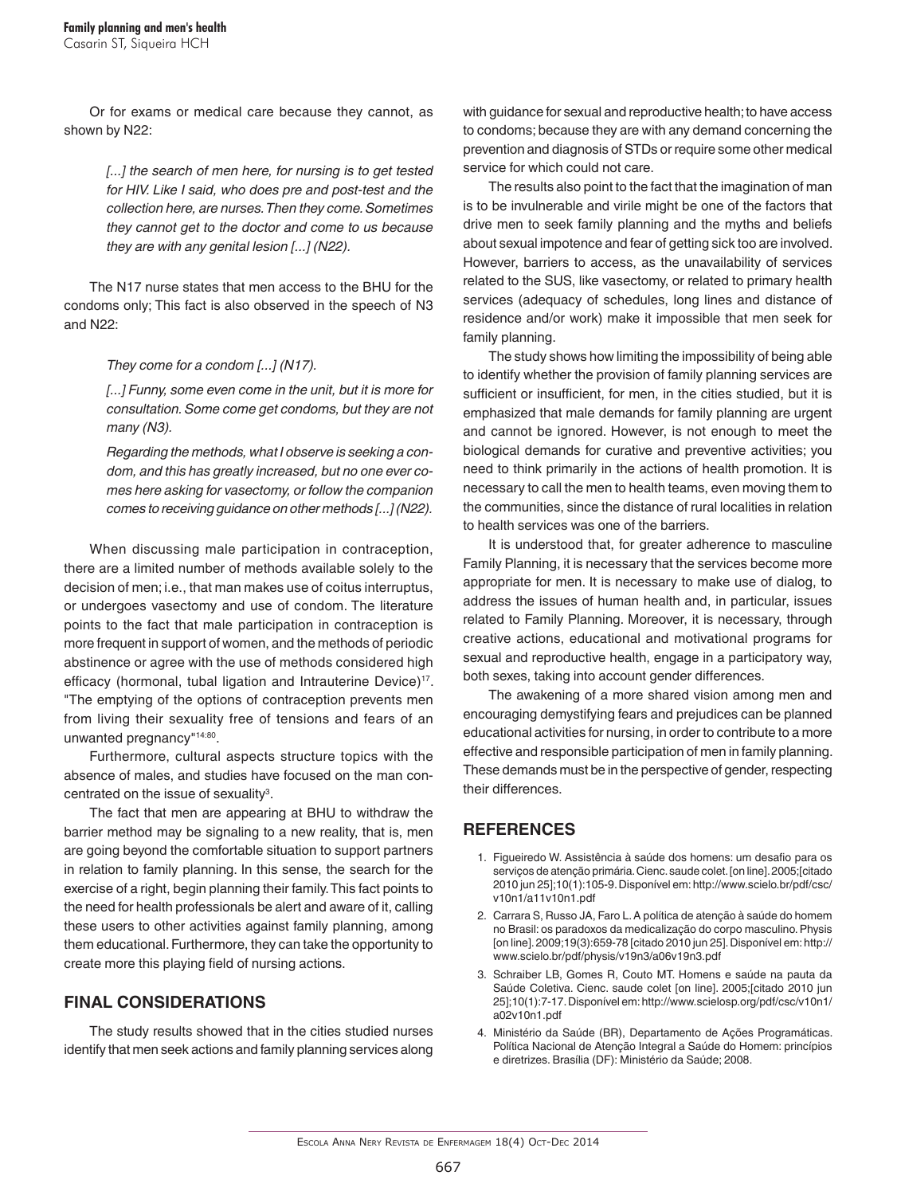Or for exams or medical care because they cannot, as shown by N22:

> *[...] the search of men here, for nursing is to get tested for HIV. Like I said, who does pre and post-test and the collection here, are nurses. Then they come. Sometimes they cannot get to the doctor and come to us because they are with any genital lesion [...] (N22).*

The N17 nurse states that men access to the BHU for the condoms only; This fact is also observed in the speech of N3 and N22:

> *They come for a condom [...] (N17).*
>
> *[...] Funny, some even come in the unit, but it is more for consultation. Some come get condoms, but they are not many (N3).*
>
> *Regarding the methods, what I observe is seeking a condom, and this has greatly increased, but no one ever comes here asking for vasectomy, or follow the companion comes to receiving guidance on other methods [...] (N22).*

When discussing male participation in contraception, there are a limited number of methods available solely to the decision of men; i.e., that man makes use of coitus interruptus, or undergoes vasectomy and use of condom. The literature points to the fact that male participation in contraception is more frequent in support of women, and the methods of periodic abstinence or agree with the use of methods considered high efficacy (hormonal, tubal ligation and Intrauterine Device)[17]. "The emptying of the options of contraception prevents men from living their sexuality free of tensions and fears of an unwanted pregnancy"[14:80].

Furthermore, cultural aspects structure topics with the absence of males, and studies have focused on the man concentrated on the issue of sexuality[3].

The fact that men are appearing at BHU to withdraw the barrier method may be signaling to a new reality, that is, men are going beyond the comfortable situation to support partners in relation to family planning. In this sense, the search for the exercise of a right, begin planning their family. This fact points to the need for health professionals be alert and aware of it, calling these users to other activities against family planning, among them educational. Furthermore, they can take the opportunity to create more this playing field of nursing actions.

## FINAL CONSIDERATIONS

The study results showed that in the cities studied nurses identify that men seek actions and family planning services along with guidance for sexual and reproductive health; to have access to condoms; because they are with any demand concerning the prevention and diagnosis of STDs or require some other medical service for which could not care.

The results also point to the fact that the imagination of man is to be invulnerable and virile might be one of the factors that drive men to seek family planning and the myths and beliefs about sexual impotence and fear of getting sick too are involved. However, barriers to access, as the unavailability of services related to the SUS, like vasectomy, or related to primary health services (adequacy of schedules, long lines and distance of residence and/or work) make it impossible that men seek for family planning.

The study shows how limiting the impossibility of being able to identify whether the provision of family planning services are sufficient or insufficient, for men, in the cities studied, but it is emphasized that male demands for family planning are urgent and cannot be ignored. However, is not enough to meet the biological demands for curative and preventive activities; you need to think primarily in the actions of health promotion. It is necessary to call the men to health teams, even moving them to the communities, since the distance of rural localities in relation to health services was one of the barriers.

It is understood that, for greater adherence to masculine Family Planning, it is necessary that the services become more appropriate for men. It is necessary to make use of dialog, to address the issues of human health and, in particular, issues related to Family Planning. Moreover, it is necessary, through creative actions, educational and motivational programs for sexual and reproductive health, engage in a participatory way, both sexes, taking into account gender differences.

The awakening of a more shared vision among men and encouraging demystifying fears and prejudices can be planned educational activities for nursing, in order to contribute to a more effective and responsible participation of men in family planning. These demands must be in the perspective of gender, respecting their differences.

## REFERENCES

1. Figueiredo W. Assistência à saúde dos homens: um desafio para os serviços de atenção primária. Cienc. saude colet. [on line]. 2005;[citado 2010 jun 25];10(1):105-9. Disponível em: http://www.scielo.br/pdf/csc/v10n1/a11v10n1.pdf
2. Carrara S, Russo JA, Faro L. A política de atenção à saúde do homem no Brasil: os paradoxos da medicalização do corpo masculino. Physis [on line]. 2009;19(3):659-78 [citado 2010 jun 25]. Disponível em: http://www.scielo.br/pdf/physis/v19n3/a06v19n3.pdf
3. Schraiber LB, Gomes R, Couto MT. Homens e saúde na pauta da Saúde Coletiva. Cienc. saude colet [on line]. 2005;[citado 2010 jun 25];10(1):7-17. Disponível em: http://www.scielosp.org/pdf/csc/v10n1/a02v10n1.pdf
4. Ministério da Saúde (BR), Departamento de Ações Programáticas. Política Nacional de Atenção Integral a Saúde do Homem: princípios e diretrizes. Brasília (DF): Ministério da Saúde; 2008.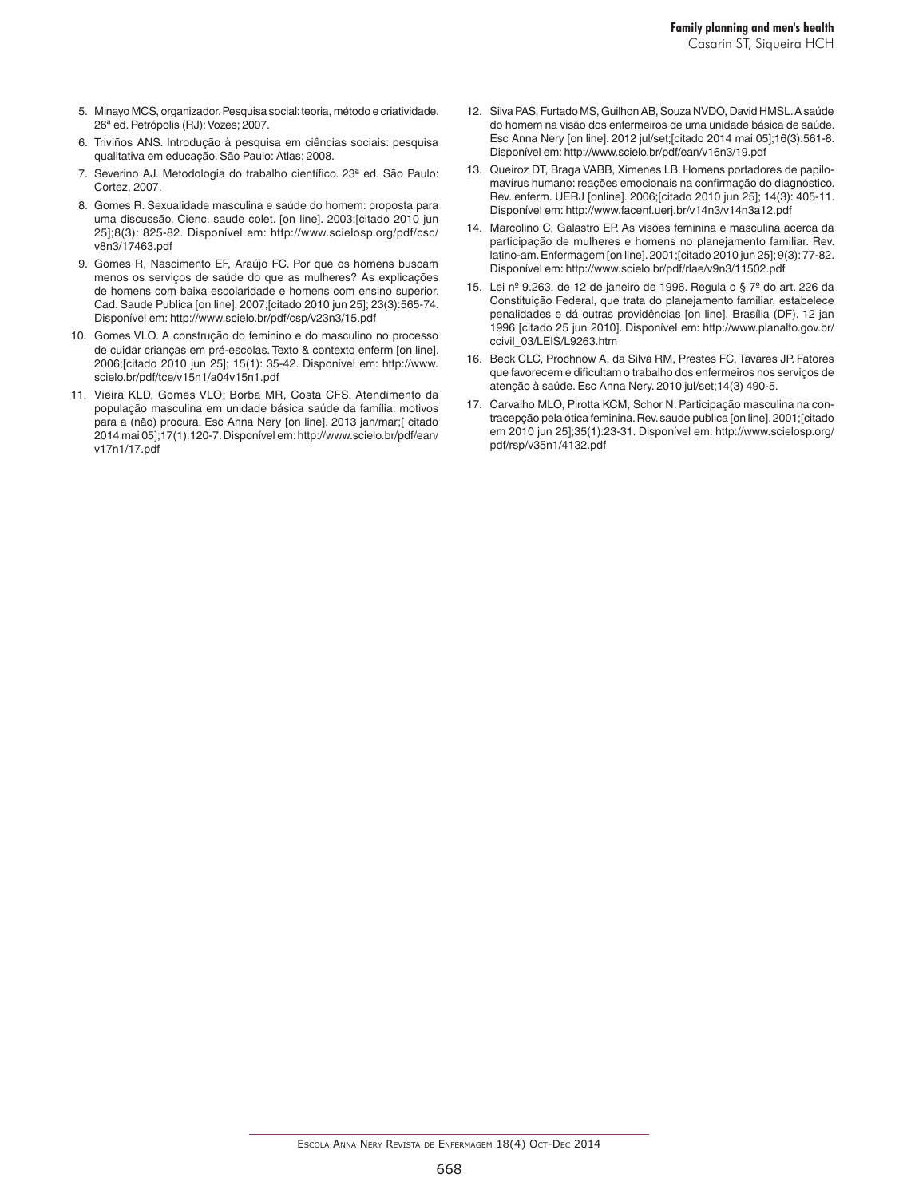5. Minayo MCS, organizador. Pesquisa social: teoria, método e criatividade. 26ª ed. Petrópolis (RJ): Vozes; 2007.
6. Triviños ANS. Introdução à pesquisa em ciências sociais: pesquisa qualitativa em educação. São Paulo: Atlas; 2008.
7. Severino AJ. Metodologia do trabalho científico. 23ª ed. São Paulo: Cortez, 2007.
8. Gomes R. Sexualidade masculina e saúde do homem: proposta para uma discussão. Cienc. saude colet. [on line]. 2003;[citado 2010 jun 25];8(3): 825-82. Disponível em: http://www.scielosp.org/pdf/csc/v8n3/17463.pdf
9. Gomes R, Nascimento EF, Araújo FC. Por que os homens buscam menos os serviços de saúde do que as mulheres? As explicações de homens com baixa escolaridade e homens com ensino superior. Cad. Saude Publica [on line]. 2007;[citado 2010 jun 25]; 23(3):565-74. Disponível em: http://www.scielo.br/pdf/csp/v23n3/15.pdf
10. Gomes VLO. A construção do feminino e do masculino no processo de cuidar crianças em pré-escolas. Texto & contexto enferm [on line]. 2006;[citado 2010 jun 25]; 15(1): 35-42. Disponível em: http://www.scielo.br/pdf/tce/v15n1/a04v15n1.pdf
11. Vieira KLD, Gomes VLO; Borba MR, Costa CFS. Atendimento da população masculina em unidade básica saúde da família: motivos para a (não) procura. Esc Anna Nery [on line]. 2013 jan/mar;[ citado 2014 mai 05];17(1):120-7. Disponível em: http://www.scielo.br/pdf/ean/v17n1/17.pdf
12. Silva PAS, Furtado MS, Guilhon AB, Souza NVDO, David HMSL. A saúde do homem na visão dos enfermeiros de uma unidade básica de saúde. Esc Anna Nery [on line]. 2012 jul/set;[citado 2014 mai 05];16(3):561-8. Disponível em: http://www.scielo.br/pdf/ean/v16n3/19.pdf
13. Queiroz DT, Braga VABB, Ximenes LB. Homens portadores de papilomavírus humano: reações emocionais na confirmação do diagnóstico. Rev. enferm. UERJ [online]. 2006;[citado 2010 jun 25]; 14(3): 405-11. Disponível em: http://www.facenf.uerj.br/v14n3/v14n3a12.pdf
14. Marcolino C, Galastro EP. As visões feminina e masculina acerca da participação de mulheres e homens no planejamento familiar. Rev. latino-am. Enfermagem [on line]. 2001;[citado 2010 jun 25]; 9(3): 77-82. Disponível em: http://www.scielo.br/pdf/rlae/v9n3/11502.pdf
15. Lei nº 9.263, de 12 de janeiro de 1996. Regula o § 7º do art. 226 da Constituição Federal, que trata do planejamento familiar, estabelece penalidades e dá outras providências [on line], Brasília (DF). 12 jan 1996 [citado 25 jun 2010]. Disponível em: http://www.planalto.gov.br/ccivil_03/LEIS/L9263.htm
16. Beck CLC, Prochnow A, da Silva RM, Prestes FC, Tavares JP. Fatores que favorecem e dificultam o trabalho dos enfermeiros nos serviços de atenção à saúde. Esc Anna Nery. 2010 jul/set;14(3) 490-5.
17. Carvalho MLO, Pirotta KCM, Schor N. Participação masculina na contracepção pela ótica feminina. Rev. saude publica [on line]. 2001;[citado em 2010 jun 25];35(1):23-31. Disponível em: http://www.scielosp.org/pdf/rsp/v35n1/4132.pdf